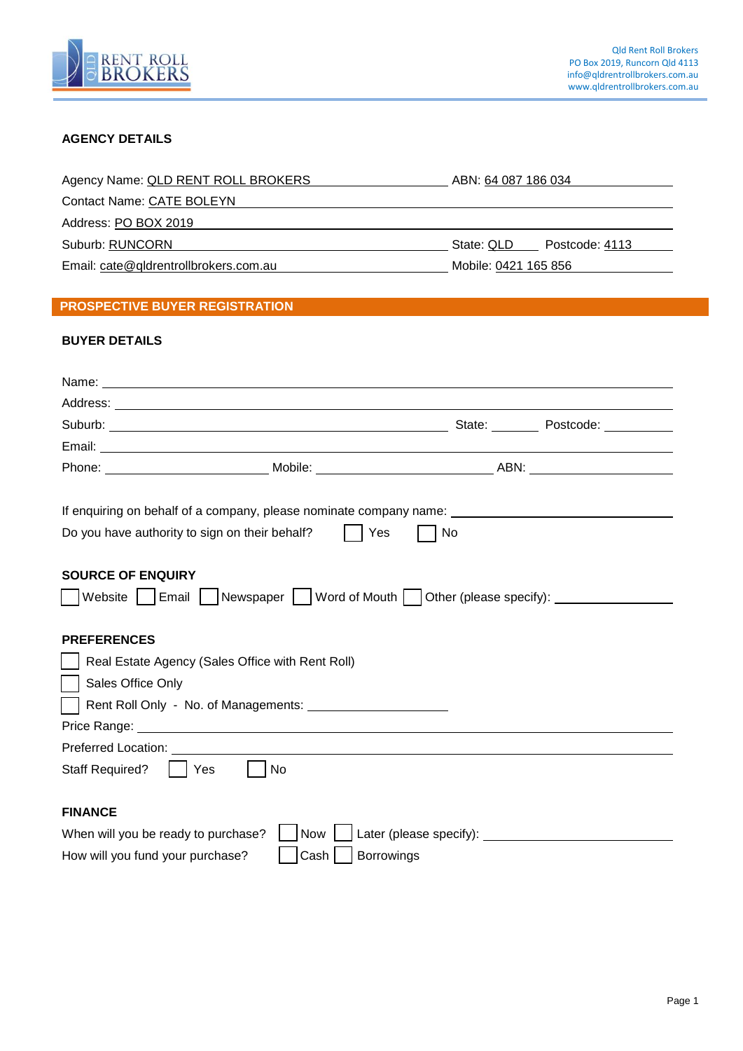Qld Rent Roll Brokers
PO Box 2019, Runcorn Qld 4113
info@qldrentrollbrokers.com.au
www.qldrentrollbrokers.com.au

## AGENCY DETAILS

Agency Name: QLD RENT ROLL BROKERS ABN: 64 087 186 034

Contact Name: CATE BOLEYN

Address: PO BOX 2019

Suburb: RUNCORN State: QLD Postcode: 4113

Email: cate@qldrentrollbrokers.com.au Mobile: 0421 165 856

## PROSPECTIVE BUYER REGISTRATION

### BUYER DETAILS

Name: ____________________

Address: ____________________

Suburb: ____________________ State: ________ Postcode: ________

Email: ____________________

Phone: ____________ Mobile: ____________ ABN: ____________

If enquiring on behalf of a company, please nominate company name: ____________________

Do you have authority to sign on their behalf? ☐ Yes ☐ No

### SOURCE OF ENQUIRY

☐ Website ☐ Email ☐ Newspaper ☐ Word of Mouth ☐ Other (please specify): ____________

### PREFERENCES

☐ Real Estate Agency (Sales Office with Rent Roll)

☐ Sales Office Only

☐ Rent Roll Only - No. of Managements: ____________

Price Range: ____________________

Preferred Location: ____________________

Staff Required? ☐ Yes ☐ No

### FINANCE

When will you be ready to purchase? ☐ Now ☐ Later (please specify): ____________

How will you fund your purchase? ☐ Cash ☐ Borrowings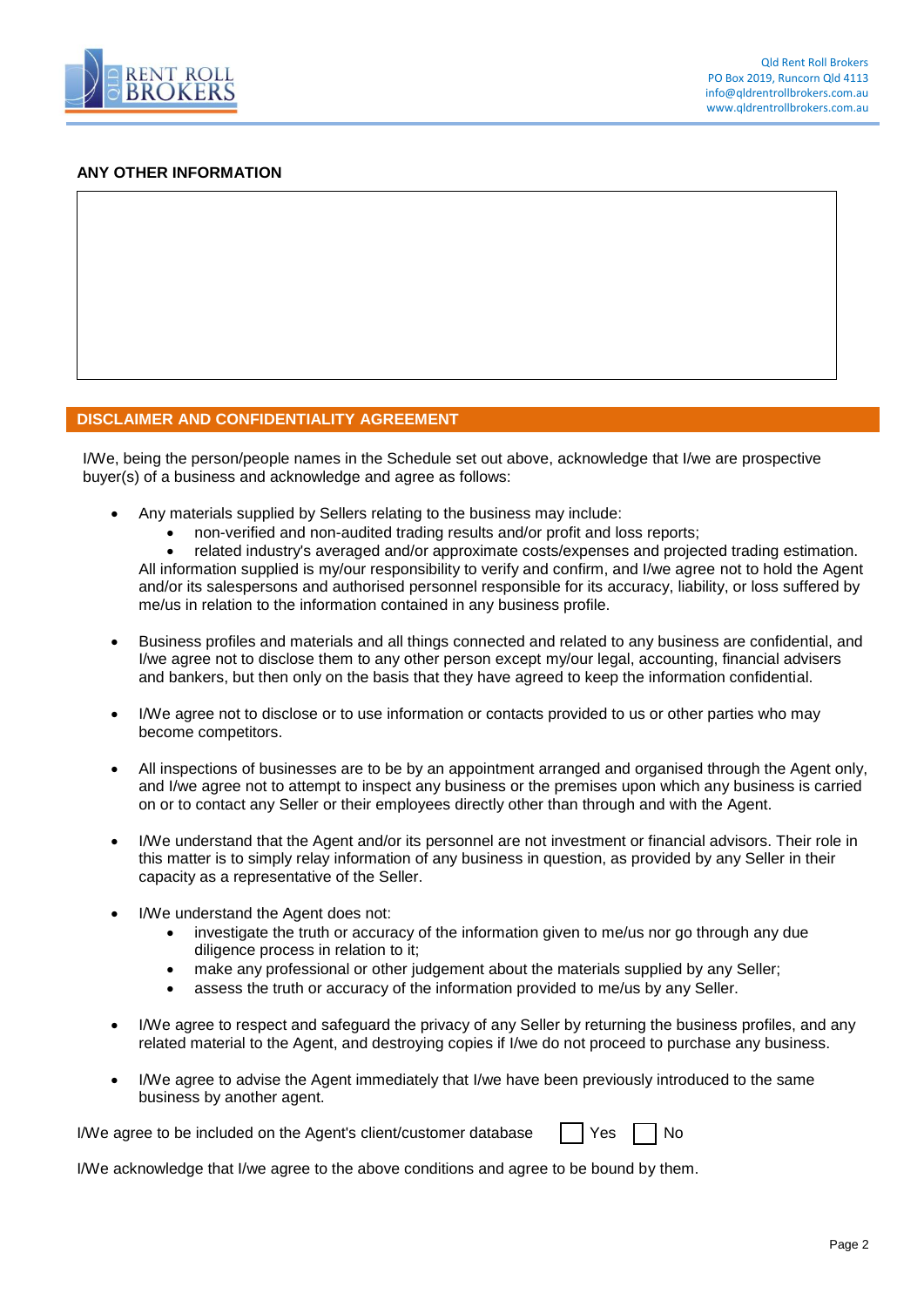## ANY OTHER INFORMATION

## DISCLAIMER AND CONFIDENTIALITY AGREEMENT

I/We, being the person/people names in the Schedule set out above, acknowledge that I/we are prospective buyer(s) of a business and acknowledge and agree as follows:

- Any materials supplied by Sellers relating to the business may include:
  - non-verified and non-audited trading results and/or profit and loss reports;
  - related industry's averaged and/or approximate costs/expenses and projected trading estimation.

  All information supplied is my/our responsibility to verify and confirm, and I/we agree not to hold the Agent and/or its salespersons and authorised personnel responsible for its accuracy, liability, or loss suffered by me/us in relation to the information contained in any business profile.

- Business profiles and materials and all things connected and related to any business are confidential, and I/we agree not to disclose them to any other person except my/our legal, accounting, financial advisers and bankers, but then only on the basis that they have agreed to keep the information confidential.

- I/We agree not to disclose or to use information or contacts provided to us or other parties who may become competitors.

- All inspections of businesses are to be by an appointment arranged and organised through the Agent only, and I/we agree not to attempt to inspect any business or the premises upon which any business is carried on or to contact any Seller or their employees directly other than through and with the Agent.

- I/We understand that the Agent and/or its personnel are not investment or financial advisors. Their role in this matter is to simply relay information of any business in question, as provided by any Seller in their capacity as a representative of the Seller.

- I/We understand the Agent does not:
  - investigate the truth or accuracy of the information given to me/us nor go through any due diligence process in relation to it;
  - make any professional or other judgement about the materials supplied by any Seller;
  - assess the truth or accuracy of the information provided to me/us by any Seller.

- I/We agree to respect and safeguard the privacy of any Seller by returning the business profiles, and any related material to the Agent, and destroying copies if I/we do not proceed to purchase any business.

- I/We agree to advise the Agent immediately that I/we have been previously introduced to the same business by another agent.

I/We agree to be included on the Agent's client/customer database ☐ Yes ☐ No

I/We acknowledge that I/we agree to the above conditions and agree to be bound by them.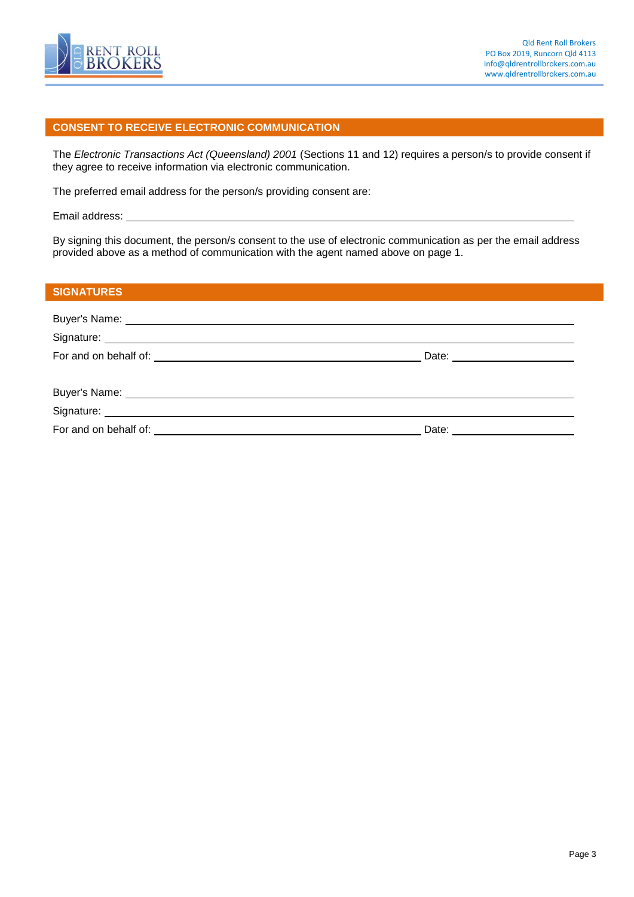Qld Rent Roll Brokers
PO Box 2019, Runcorn Qld 4113
info@qldrentrollbrokers.com.au
www.qldrentrollbrokers.com.au

## CONSENT TO RECEIVE ELECTRONIC COMMUNICATION

The *Electronic Transactions Act (Queensland) 2001* (Sections 11 and 12) requires a person/s to provide consent if they agree to receive information via electronic communication.

The preferred email address for the person/s providing consent are:

Email address: ______________________________________________

By signing this document, the person/s consent to the use of electronic communication as per the email address provided above as a method of communication with the agent named above on page 1.

## SIGNATURES

Buyer's Name: ______________________________________________

Signature: ______________________________________________

For and on behalf of: ______________________________ Date: ______________

Buyer's Name: ______________________________________________

Signature: ______________________________________________

For and on behalf of: ______________________________ Date: ______________